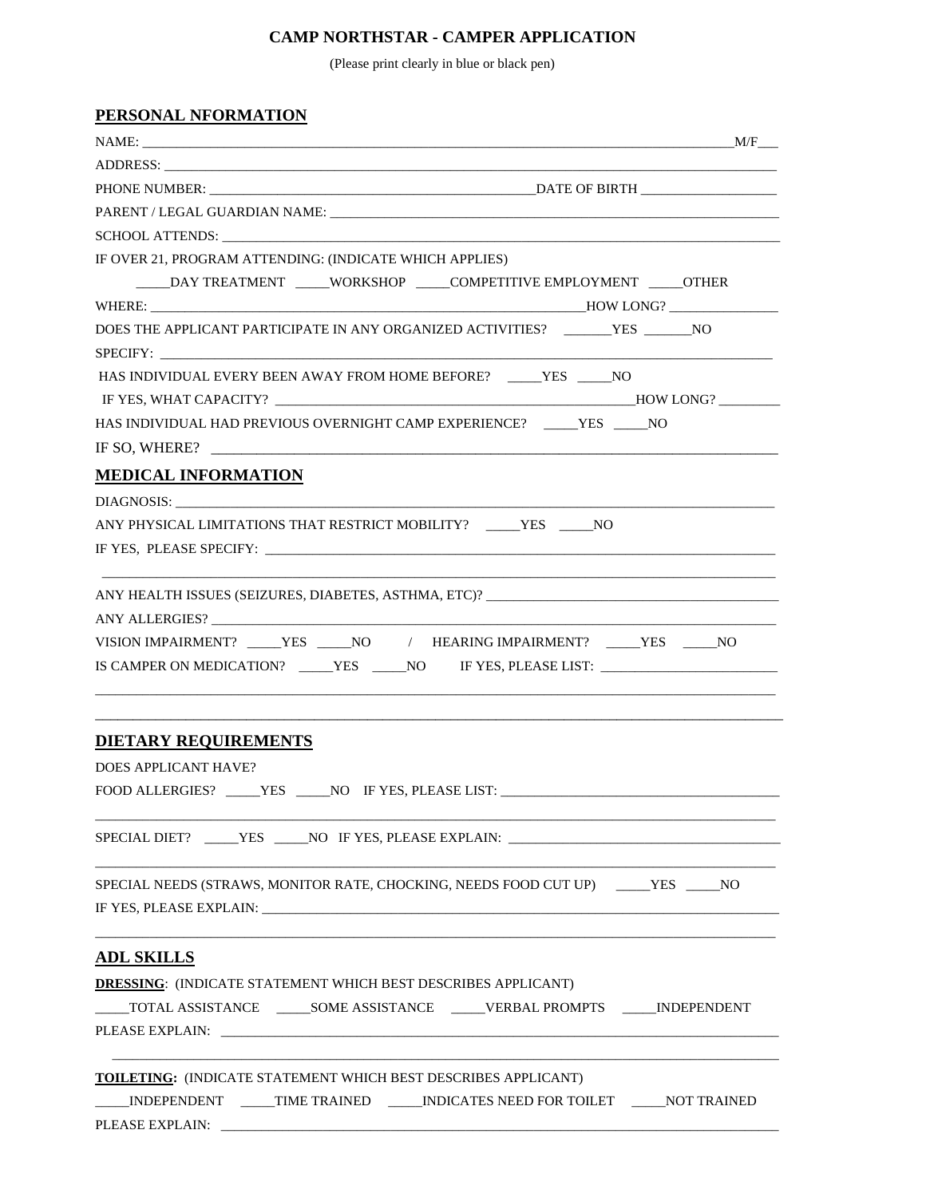# CAMP NORTHSTAR - CAMPER APPLICATION

(Please print clearly in blue or black pen)

## PERSONAL NFORMATION

NAME: ______________________________________________________________________________M/F___

ADDRESS: ______________________________________________________________________________

PHONE NUMBER: ____________________________________DATE OF BIRTH ________________

PARENT / LEGAL GUARDIAN NAME: _______________________________________________________

SCHOOL ATTENDS: _______________________________________________________________________

IF OVER 21, PROGRAM ATTENDING: (INDICATE WHICH APPLIES)

_____DAY TREATMENT _____WORKSHOP _____COMPETITIVE EMPLOYMENT _____OTHER

WHERE: ______________________________________________________HOW LONG? _______________

DOES THE APPLICANT PARTICIPATE IN ANY ORGANIZED ACTIVITIES? _______YES _______NO

SPECIFY: ______________________________________________________________________________

HAS INDIVIDUAL EVERY BEEN AWAY FROM HOME BEFORE? _____YES _____NO

IF YES, WHAT CAPACITY? ________________________________________________HOW LONG? ________

HAS INDIVIDUAL HAD PREVIOUS OVERNIGHT CAMP EXPERIENCE? _____YES _____NO

IF SO, WHERE? ________________________________________________________________________

## MEDICAL INFORMATION

DIAGNOSIS: ___________________________________________________________________________

ANY PHYSICAL LIMITATIONS THAT RESTRICT MOBILITY? _____YES _____NO

IF YES, PLEASE SPECIFY: _______________________________________________________________

______________________________________________________________________________________

ANY HEALTH ISSUES (SEIZURES, DIABETES, ASTHMA, ETC)? ____________________________________

ANY ALLERGIES? _______________________________________________________________________

VISION IMPAIRMENT? _____YES _____NO / HEARING IMPAIRMENT? _____YES _____NO

IS CAMPER ON MEDICATION? _____YES _____NO IF YES, PLEASE LIST: ______________________

______________________________________________________________________________________

______________________________________________________________________________________

## DIETARY REQUIREMENTS

DOES APPLICANT HAVE?

FOOD ALLERGIES? _____YES _____NO IF YES, PLEASE LIST: ___________________________________

______________________________________________________________________________________

SPECIAL DIET? _____YES _____NO IF YES, PLEASE EXPLAIN: __________________________________

______________________________________________________________________________________

SPECIAL NEEDS (STRAWS, MONITOR RATE, CHOCKING, NEEDS FOOD CUT UP) _____YES _____NO

IF YES, PLEASE EXPLAIN: _______________________________________________________________

______________________________________________________________________________________

## ADL SKILLS

**DRESSING**: (INDICATE STATEMENT WHICH BEST DESCRIBES APPLICANT)

_____TOTAL ASSISTANCE _____SOME ASSISTANCE _____VERBAL PROMPTS _____INDEPENDENT

PLEASE EXPLAIN: ______________________________________________________________________

______________________________________________________________________________________

**TOILETING:** (INDICATE STATEMENT WHICH BEST DESCRIBES APPLICANT)

_____INDEPENDENT _____TIME TRAINED _____INDICATES NEED FOR TOILET _____NOT TRAINED

PLEASE EXPLAIN: ______________________________________________________________________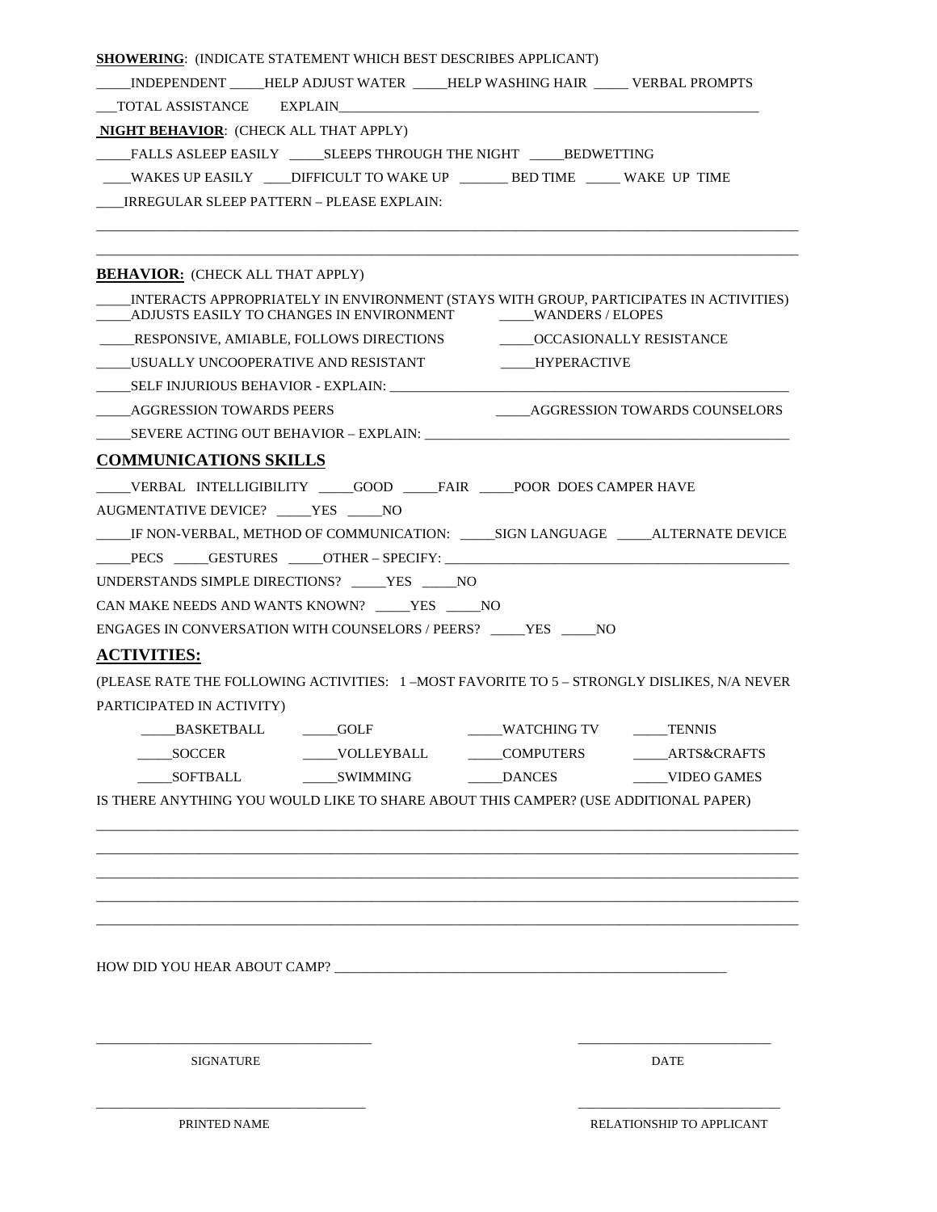**SHOWERING**: (INDICATE STATEMENT WHICH BEST DESCRIBES APPLICANT)

_____INDEPENDENT _____HELP ADJUST WATER _____HELP WASHING HAIR _____ VERBAL PROMPTS

___TOTAL ASSISTANCE EXPLAIN_______________________________________________________________

**NIGHT BEHAVIOR**: (CHECK ALL THAT APPLY)

_____FALLS ASLEEP EASILY _____SLEEPS THROUGH THE NIGHT _____BEDWETTING

____WAKES UP EASILY ____DIFFICULT TO WAKE UP _______ BED TIME _____ WAKE UP TIME

____IRREGULAR SLEEP PATTERN – PLEASE EXPLAIN:

_____________________________________________________________________________________________

_____________________________________________________________________________________________

**BEHAVIOR:** (CHECK ALL THAT APPLY)

_____INTERACTS APPROPRIATELY IN ENVIRONMENT (STAYS WITH GROUP, PARTICIPATES IN ACTIVITIES)

_____ADJUSTS EASILY TO CHANGES IN ENVIRONMENT _____WANDERS / ELOPES

_____RESPONSIVE, AMIABLE, FOLLOWS DIRECTIONS _____OCCASIONALLY RESISTANCE

_____USUALLY UNCOOPERATIVE AND RESISTANT _____HYPERACTIVE

_____SELF INJURIOUS BEHAVIOR - EXPLAIN: _______________________________________________________

_____AGGRESSION TOWARDS PEERS _____AGGRESSION TOWARDS COUNSELORS

_____SEVERE ACTING OUT BEHAVIOR – EXPLAIN: ___________________________________________________

## COMMUNICATIONS SKILLS

_____VERBAL INTELLIGIBILITY _____GOOD _____FAIR _____POOR DOES CAMPER HAVE AUGMENTATIVE DEVICE? _____YES _____NO

_____IF NON-VERBAL, METHOD OF COMMUNICATION: _____SIGN LANGUAGE _____ALTERNATE DEVICE

_____PECS _____GESTURES _____OTHER – SPECIFY: _________________________________________________

UNDERSTANDS SIMPLE DIRECTIONS? _____YES _____NO

CAN MAKE NEEDS AND WANTS KNOWN? _____YES _____NO

ENGAGES IN CONVERSATION WITH COUNSELORS / PEERS? _____YES _____NO

## ACTIVITIES:

(PLEASE RATE THE FOLLOWING ACTIVITIES: 1 –MOST FAVORITE TO 5 – STRONGLY DISLIKES, N/A NEVER PARTICIPATED IN ACTIVITY)

| | | | |
|---|---|---|---|
| _____BASKETBALL | _____GOLF | _____WATCHING TV | _____TENNIS |
| _____SOCCER | _____VOLLEYBALL | _____COMPUTERS | _____ARTS&CRAFTS |
| _____SOFTBALL | _____SWIMMING | _____DANCES | _____VIDEO GAMES |

IS THERE ANYTHING YOU WOULD LIKE TO SHARE ABOUT THIS CAMPER? (USE ADDITIONAL PAPER)

_____________________________________________________________________________________________

_____________________________________________________________________________________________

_____________________________________________________________________________________________

_____________________________________________________________________________________________

_____________________________________________________________________________________________

HOW DID YOU HEAR ABOUT CAMP? _________________________________________________________

_______________________________________ _____________________________

SIGNATURE DATE

_______________________________________ _____________________________

PRINTED NAME RELATIONSHIP TO APPLICANT